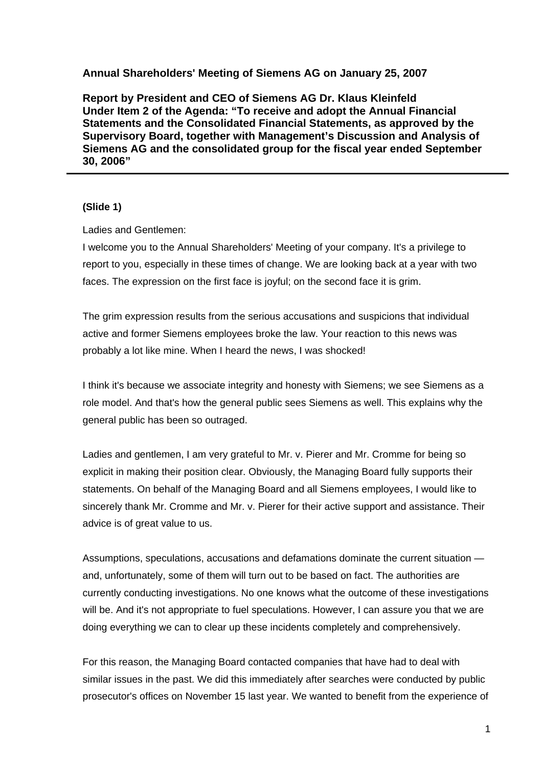**Annual Shareholders' Meeting of Siemens AG on January 25, 2007**

**Report by President and CEO of Siemens AG Dr. Klaus Kleinfeld Under Item 2 of the Agenda: "To receive and adopt the Annual Financial Statements and the Consolidated Financial Statements, as approved by the Supervisory Board, together with Management's Discussion and Analysis of Siemens AG and the consolidated group for the fiscal year ended September 30, 2006"**

---

**(Slide 1)**

Ladies and Gentlemen:

I welcome you to the Annual Shareholders' Meeting of your company. It's a privilege to report to you, especially in these times of change. We are looking back at a year with two faces. The expression on the first face is joyful; on the second face it is grim.

The grim expression results from the serious accusations and suspicions that individual active and former Siemens employees broke the law. Your reaction to this news was probably a lot like mine. When I heard the news, I was shocked!

I think it's because we associate integrity and honesty with Siemens; we see Siemens as a role model. And that's how the general public sees Siemens as well. This explains why the general public has been so outraged.

Ladies and gentlemen, I am very grateful to Mr. v. Pierer and Mr. Cromme for being so explicit in making their position clear. Obviously, the Managing Board fully supports their statements. On behalf of the Managing Board and all Siemens employees, I would like to sincerely thank Mr. Cromme and Mr. v. Pierer for their active support and assistance. Their advice is of great value to us.

Assumptions, speculations, accusations and defamations dominate the current situation — and, unfortunately, some of them will turn out to be based on fact. The authorities are currently conducting investigations. No one knows what the outcome of these investigations will be. And it's not appropriate to fuel speculations. However, I can assure you that we are doing everything we can to clear up these incidents completely and comprehensively.

For this reason, the Managing Board contacted companies that have had to deal with similar issues in the past. We did this immediately after searches were conducted by public prosecutor's offices on November 15 last year. We wanted to benefit from the experience of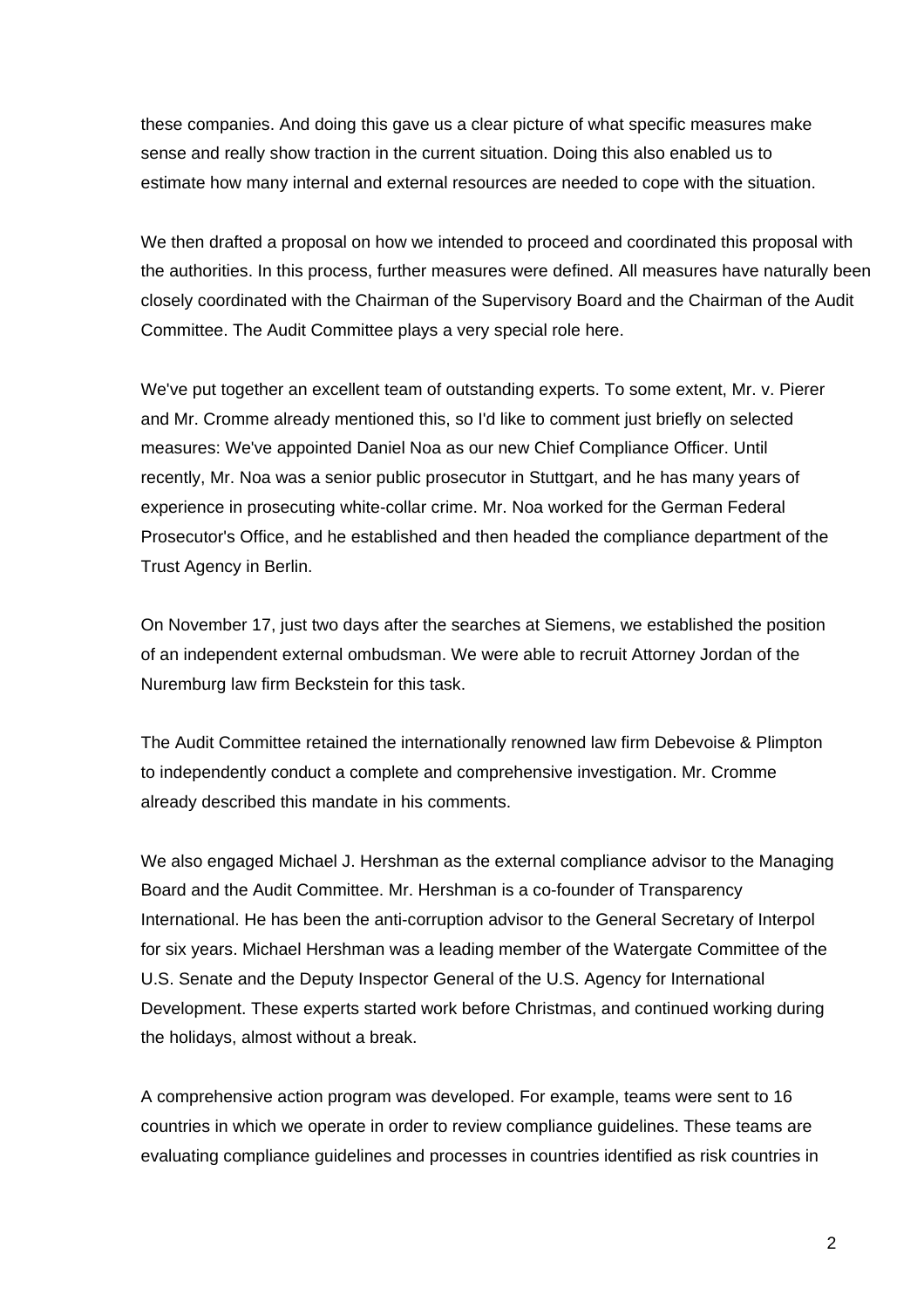these companies. And doing this gave us a clear picture of what specific measures make sense and really show traction in the current situation. Doing this also enabled us to estimate how many internal and external resources are needed to cope with the situation.

We then drafted a proposal on how we intended to proceed and coordinated this proposal with the authorities. In this process, further measures were defined. All measures have naturally been closely coordinated with the Chairman of the Supervisory Board and the Chairman of the Audit Committee. The Audit Committee plays a very special role here.

We've put together an excellent team of outstanding experts. To some extent, Mr. v. Pierer and Mr. Cromme already mentioned this, so I'd like to comment just briefly on selected measures: We've appointed Daniel Noa as our new Chief Compliance Officer. Until recently, Mr. Noa was a senior public prosecutor in Stuttgart, and he has many years of experience in prosecuting white-collar crime. Mr. Noa worked for the German Federal Prosecutor's Office, and he established and then headed the compliance department of the Trust Agency in Berlin.

On November 17, just two days after the searches at Siemens, we established the position of an independent external ombudsman. We were able to recruit Attorney Jordan of the Nuremburg law firm Beckstein for this task.

The Audit Committee retained the internationally renowned law firm Debevoise & Plimpton to independently conduct a complete and comprehensive investigation. Mr. Cromme already described this mandate in his comments.

We also engaged Michael J. Hershman as the external compliance advisor to the Managing Board and the Audit Committee. Mr. Hershman is a co-founder of Transparency International. He has been the anti-corruption advisor to the General Secretary of Interpol for six years. Michael Hershman was a leading member of the Watergate Committee of the U.S. Senate and the Deputy Inspector General of the U.S. Agency for International Development. These experts started work before Christmas, and continued working during the holidays, almost without a break.

A comprehensive action program was developed. For example, teams were sent to 16 countries in which we operate in order to review compliance guidelines. These teams are evaluating compliance guidelines and processes in countries identified as risk countries in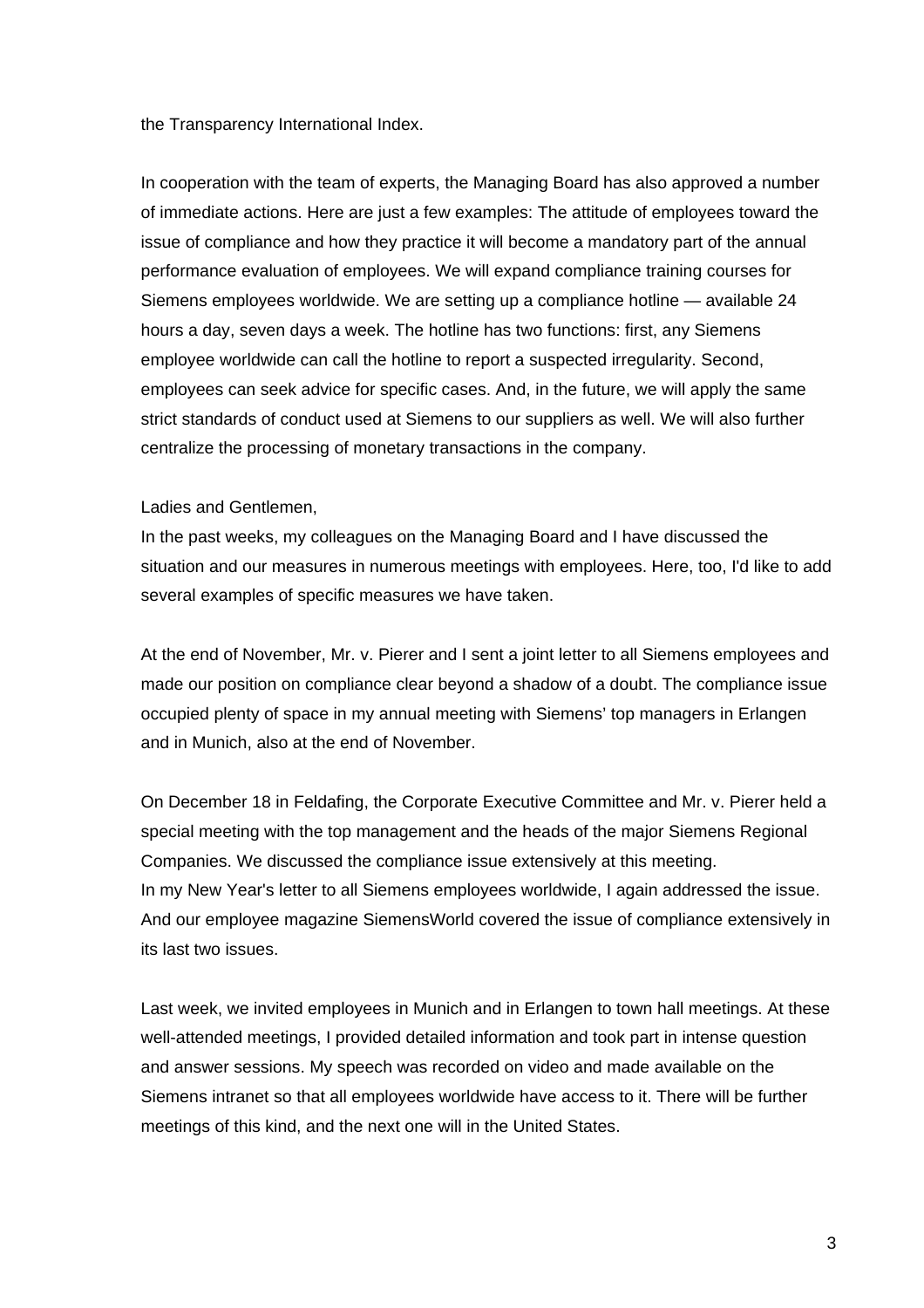the Transparency International Index.

In cooperation with the team of experts, the Managing Board has also approved a number of immediate actions. Here are just a few examples: The attitude of employees toward the issue of compliance and how they practice it will become a mandatory part of the annual performance evaluation of employees. We will expand compliance training courses for Siemens employees worldwide. We are setting up a compliance hotline — available 24 hours a day, seven days a week. The hotline has two functions: first, any Siemens employee worldwide can call the hotline to report a suspected irregularity. Second, employees can seek advice for specific cases. And, in the future, we will apply the same strict standards of conduct used at Siemens to our suppliers as well. We will also further centralize the processing of monetary transactions in the company.

Ladies and Gentlemen,
In the past weeks, my colleagues on the Managing Board and I have discussed the situation and our measures in numerous meetings with employees. Here, too, I'd like to add several examples of specific measures we have taken.

At the end of November, Mr. v. Pierer and I sent a joint letter to all Siemens employees and made our position on compliance clear beyond a shadow of a doubt. The compliance issue occupied plenty of space in my annual meeting with Siemens' top managers in Erlangen and in Munich, also at the end of November.

On December 18 in Feldafing, the Corporate Executive Committee and Mr. v. Pierer held a special meeting with the top management and the heads of the major Siemens Regional Companies. We discussed the compliance issue extensively at this meeting.
In my New Year's letter to all Siemens employees worldwide, I again addressed the issue. And our employee magazine SiemensWorld covered the issue of compliance extensively in its last two issues.

Last week, we invited employees in Munich and in Erlangen to town hall meetings. At these well-attended meetings, I provided detailed information and took part in intense question and answer sessions. My speech was recorded on video and made available on the Siemens intranet so that all employees worldwide have access to it. There will be further meetings of this kind, and the next one will in the United States.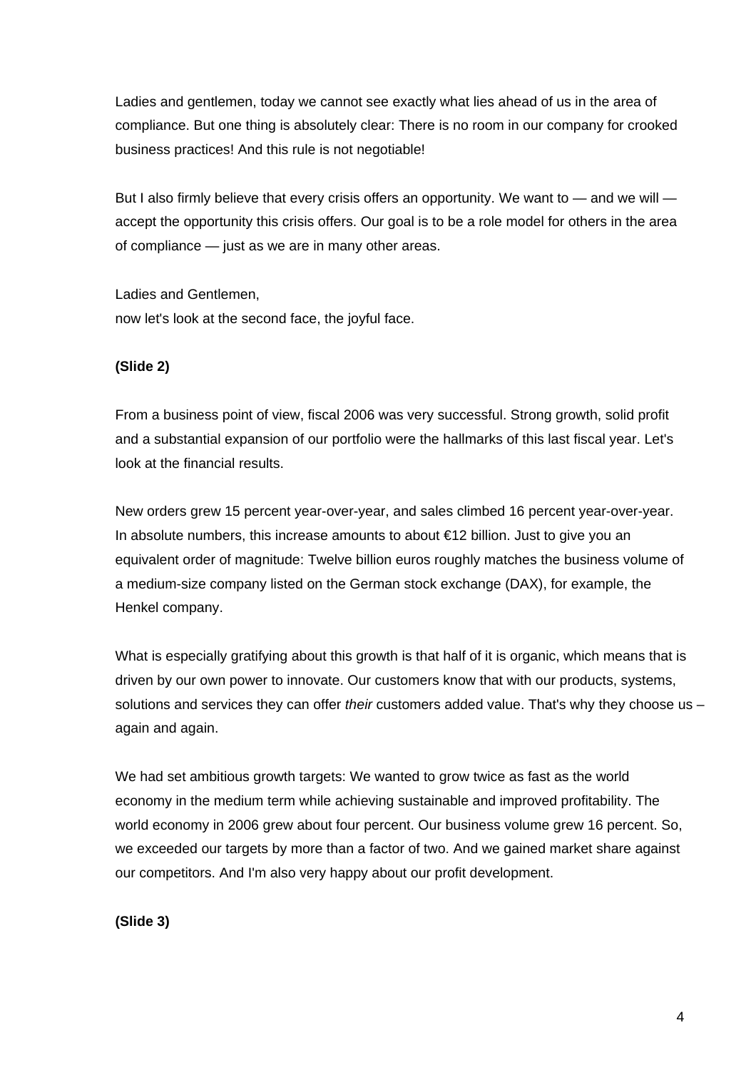Ladies and gentlemen, today we cannot see exactly what lies ahead of us in the area of compliance. But one thing is absolutely clear: There is no room in our company for crooked business practices! And this rule is not negotiable!

But I also firmly believe that every crisis offers an opportunity. We want to — and we will — accept the opportunity this crisis offers. Our goal is to be a role model for others in the area of compliance — just as we are in many other areas.

Ladies and Gentlemen,
now let's look at the second face, the joyful face.

**(Slide 2)**

From a business point of view, fiscal 2006 was very successful. Strong growth, solid profit and a substantial expansion of our portfolio were the hallmarks of this last fiscal year. Let's look at the financial results.

New orders grew 15 percent year-over-year, and sales climbed 16 percent year-over-year. In absolute numbers, this increase amounts to about €12 billion. Just to give you an equivalent order of magnitude: Twelve billion euros roughly matches the business volume of a medium-size company listed on the German stock exchange (DAX), for example, the Henkel company.

What is especially gratifying about this growth is that half of it is organic, which means that is driven by our own power to innovate. Our customers know that with our products, systems, solutions and services they can offer *their* customers added value. That's why they choose us – again and again.

We had set ambitious growth targets: We wanted to grow twice as fast as the world economy in the medium term while achieving sustainable and improved profitability. The world economy in 2006 grew about four percent. Our business volume grew 16 percent. So, we exceeded our targets by more than a factor of two. And we gained market share against our competitors. And I'm also very happy about our profit development.

**(Slide 3)**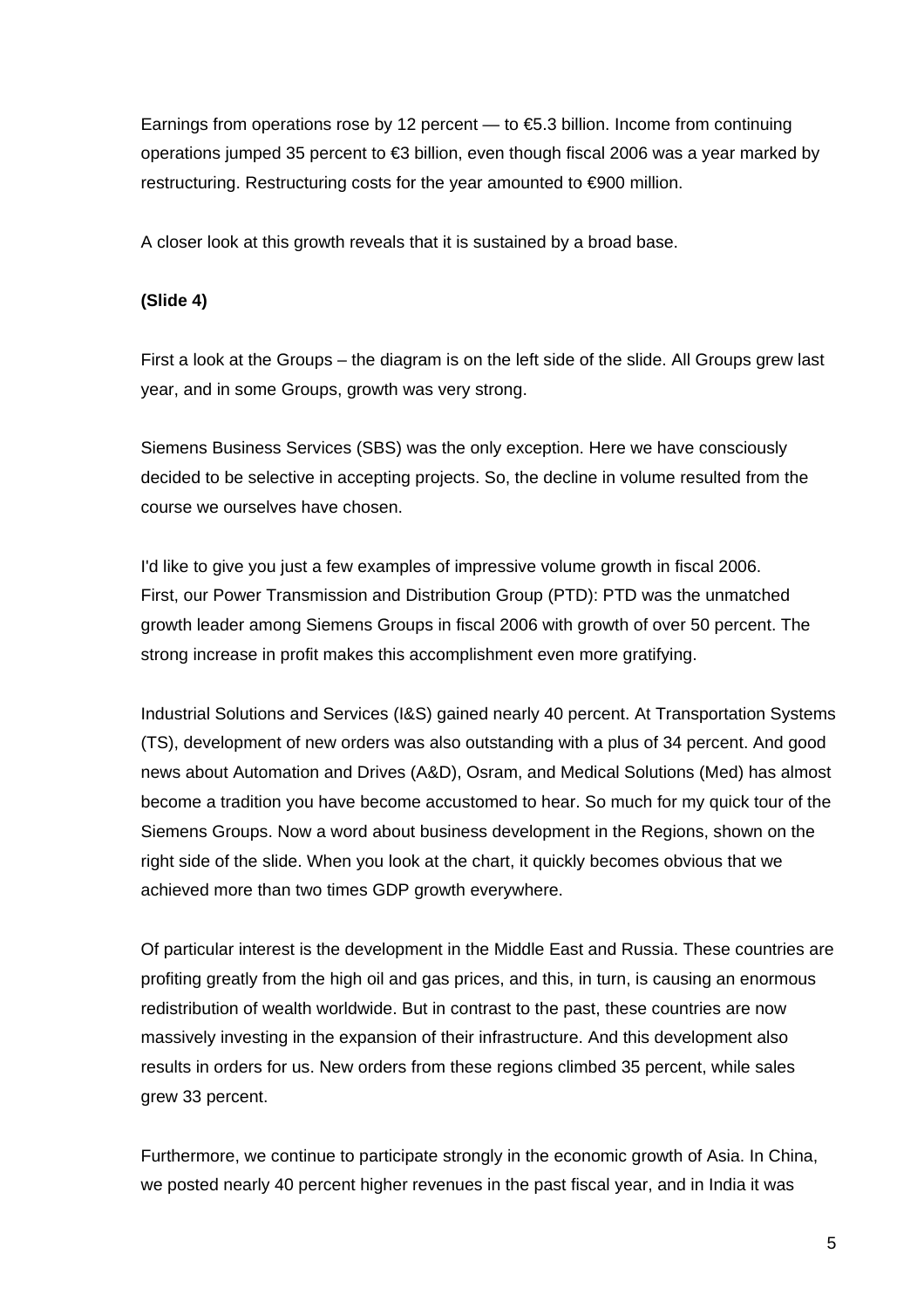Earnings from operations rose by 12 percent — to €5.3 billion. Income from continuing operations jumped 35 percent to €3 billion, even though fiscal 2006 was a year marked by restructuring. Restructuring costs for the year amounted to €900 million.

A closer look at this growth reveals that it is sustained by a broad base.

**(Slide 4)**

First a look at the Groups – the diagram is on the left side of the slide. All Groups grew last year, and in some Groups, growth was very strong.

Siemens Business Services (SBS) was the only exception. Here we have consciously decided to be selective in accepting projects. So, the decline in volume resulted from the course we ourselves have chosen.

I'd like to give you just a few examples of impressive volume growth in fiscal 2006. First, our Power Transmission and Distribution Group (PTD): PTD was the unmatched growth leader among Siemens Groups in fiscal 2006 with growth of over 50 percent. The strong increase in profit makes this accomplishment even more gratifying.

Industrial Solutions and Services (I&S) gained nearly 40 percent. At Transportation Systems (TS), development of new orders was also outstanding with a plus of 34 percent. And good news about Automation and Drives (A&D), Osram, and Medical Solutions (Med) has almost become a tradition you have become accustomed to hear. So much for my quick tour of the Siemens Groups. Now a word about business development in the Regions, shown on the right side of the slide. When you look at the chart, it quickly becomes obvious that we achieved more than two times GDP growth everywhere.

Of particular interest is the development in the Middle East and Russia. These countries are profiting greatly from the high oil and gas prices, and this, in turn, is causing an enormous redistribution of wealth worldwide. But in contrast to the past, these countries are now massively investing in the expansion of their infrastructure. And this development also results in orders for us. New orders from these regions climbed 35 percent, while sales grew 33 percent.

Furthermore, we continue to participate strongly in the economic growth of Asia. In China, we posted nearly 40 percent higher revenues in the past fiscal year, and in India it was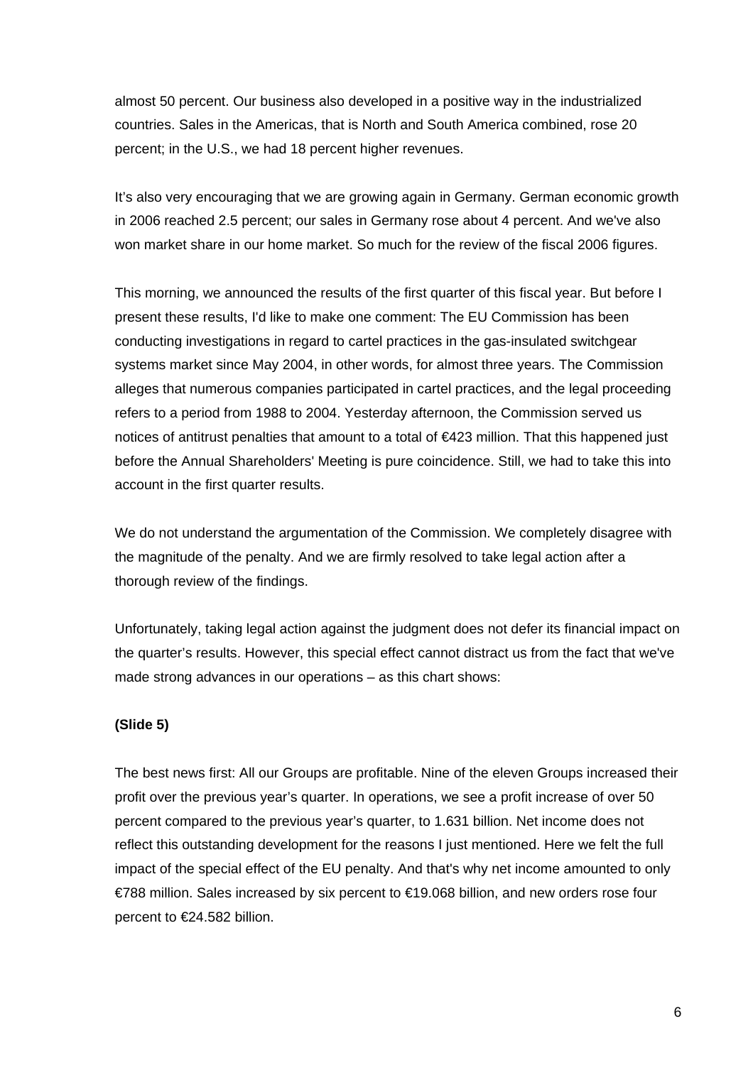almost 50 percent. Our business also developed in a positive way in the industrialized countries. Sales in the Americas, that is North and South America combined, rose 20 percent; in the U.S., we had 18 percent higher revenues.

It's also very encouraging that we are growing again in Germany. German economic growth in 2006 reached 2.5 percent; our sales in Germany rose about 4 percent. And we've also won market share in our home market. So much for the review of the fiscal 2006 figures.

This morning, we announced the results of the first quarter of this fiscal year. But before I present these results, I'd like to make one comment: The EU Commission has been conducting investigations in regard to cartel practices in the gas-insulated switchgear systems market since May 2004, in other words, for almost three years. The Commission alleges that numerous companies participated in cartel practices, and the legal proceeding refers to a period from 1988 to 2004. Yesterday afternoon, the Commission served us notices of antitrust penalties that amount to a total of €423 million. That this happened just before the Annual Shareholders' Meeting is pure coincidence. Still, we had to take this into account in the first quarter results.

We do not understand the argumentation of the Commission. We completely disagree with the magnitude of the penalty. And we are firmly resolved to take legal action after a thorough review of the findings.

Unfortunately, taking legal action against the judgment does not defer its financial impact on the quarter's results. However, this special effect cannot distract us from the fact that we've made strong advances in our operations – as this chart shows:

**(Slide 5)**

The best news first: All our Groups are profitable. Nine of the eleven Groups increased their profit over the previous year's quarter. In operations, we see a profit increase of over 50 percent compared to the previous year's quarter, to 1.631 billion. Net income does not reflect this outstanding development for the reasons I just mentioned. Here we felt the full impact of the special effect of the EU penalty. And that's why net income amounted to only €788 million. Sales increased by six percent to €19.068 billion, and new orders rose four percent to €24.582 billion.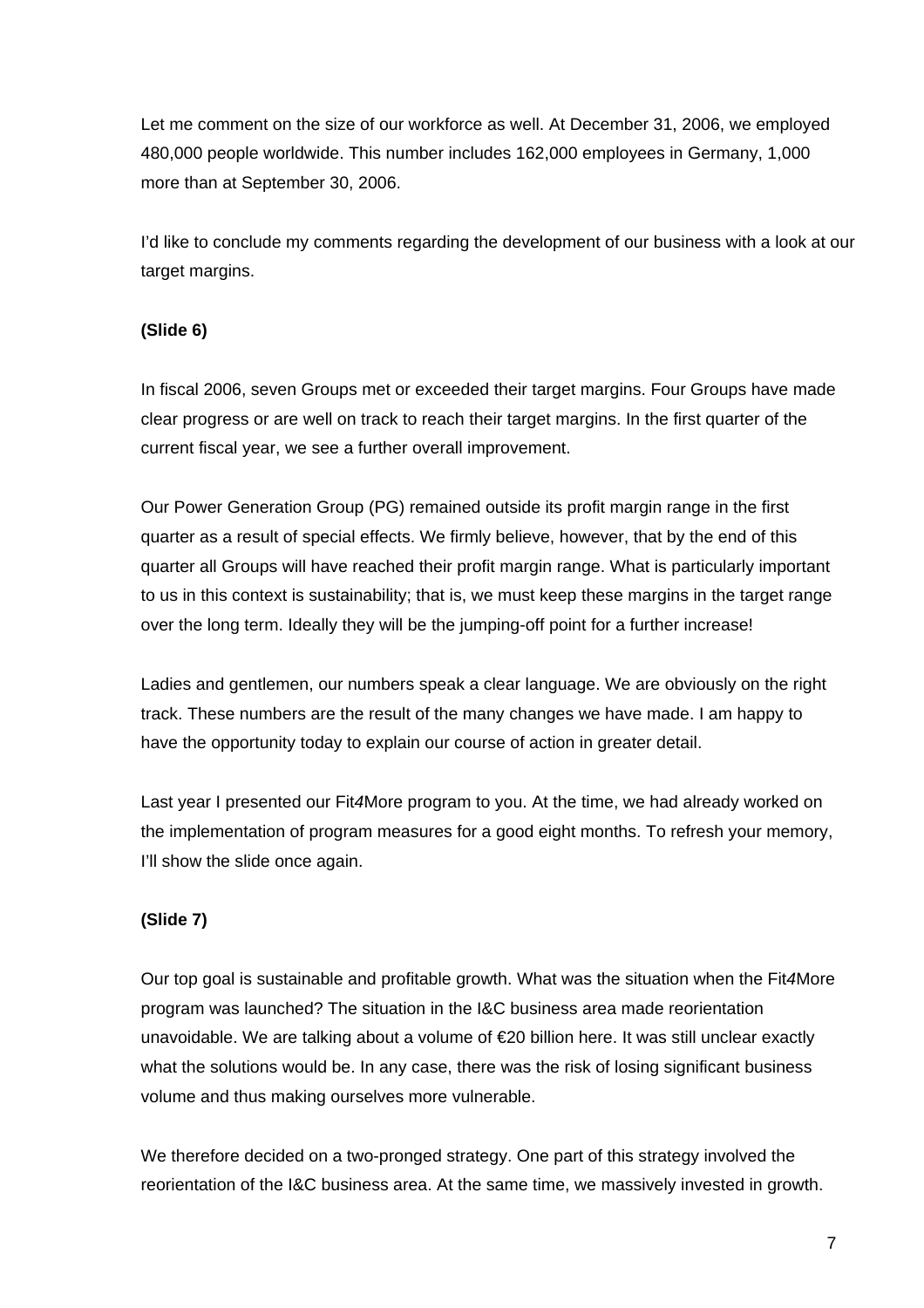Let me comment on the size of our workforce as well. At December 31, 2006, we employed 480,000 people worldwide. This number includes 162,000 employees in Germany, 1,000 more than at September 30, 2006.

I'd like to conclude my comments regarding the development of our business with a look at our target margins.

**(Slide 6)**

In fiscal 2006, seven Groups met or exceeded their target margins. Four Groups have made clear progress or are well on track to reach their target margins. In the first quarter of the current fiscal year, we see a further overall improvement.

Our Power Generation Group (PG) remained outside its profit margin range in the first quarter as a result of special effects. We firmly believe, however, that by the end of this quarter all Groups will have reached their profit margin range. What is particularly important to us in this context is sustainability; that is, we must keep these margins in the target range over the long term. Ideally they will be the jumping-off point for a further increase!

Ladies and gentlemen, our numbers speak a clear language. We are obviously on the right track. These numbers are the result of the many changes we have made. I am happy to have the opportunity today to explain our course of action in greater detail.

Last year I presented our Fit*4*More program to you. At the time, we had already worked on the implementation of program measures for a good eight months. To refresh your memory, I'll show the slide once again.

**(Slide 7)**

Our top goal is sustainable and profitable growth. What was the situation when the Fit*4*More program was launched? The situation in the I&C business area made reorientation unavoidable. We are talking about a volume of €20 billion here. It was still unclear exactly what the solutions would be. In any case, there was the risk of losing significant business volume and thus making ourselves more vulnerable.

We therefore decided on a two-pronged strategy. One part of this strategy involved the reorientation of the I&C business area. At the same time, we massively invested in growth.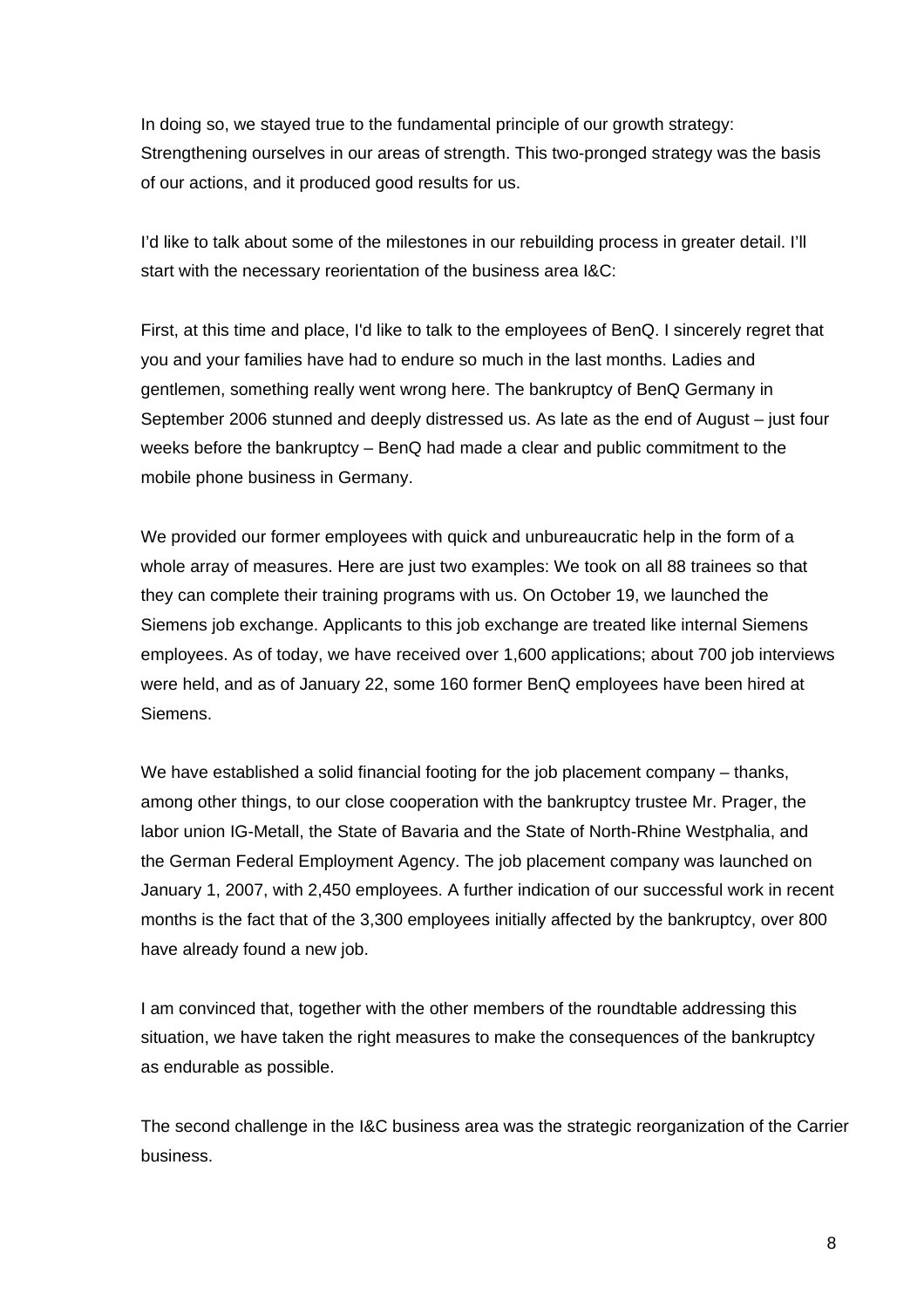In doing so, we stayed true to the fundamental principle of our growth strategy: Strengthening ourselves in our areas of strength. This two-pronged strategy was the basis of our actions, and it produced good results for us.

I'd like to talk about some of the milestones in our rebuilding process in greater detail. I'll start with the necessary reorientation of the business area I&C:

First, at this time and place, I'd like to talk to the employees of BenQ. I sincerely regret that you and your families have had to endure so much in the last months. Ladies and gentlemen, something really went wrong here. The bankruptcy of BenQ Germany in September 2006 stunned and deeply distressed us. As late as the end of August – just four weeks before the bankruptcy – BenQ had made a clear and public commitment to the mobile phone business in Germany.

We provided our former employees with quick and unbureaucratic help in the form of a whole array of measures. Here are just two examples: We took on all 88 trainees so that they can complete their training programs with us. On October 19, we launched the Siemens job exchange. Applicants to this job exchange are treated like internal Siemens employees. As of today, we have received over 1,600 applications; about 700 job interviews were held, and as of January 22, some 160 former BenQ employees have been hired at Siemens.

We have established a solid financial footing for the job placement company – thanks, among other things, to our close cooperation with the bankruptcy trustee Mr. Prager, the labor union IG-Metall, the State of Bavaria and the State of North-Rhine Westphalia, and the German Federal Employment Agency. The job placement company was launched on January 1, 2007, with 2,450 employees. A further indication of our successful work in recent months is the fact that of the 3,300 employees initially affected by the bankruptcy, over 800 have already found a new job.

I am convinced that, together with the other members of the roundtable addressing this situation, we have taken the right measures to make the consequences of the bankruptcy as endurable as possible.

The second challenge in the I&C business area was the strategic reorganization of the Carrier business.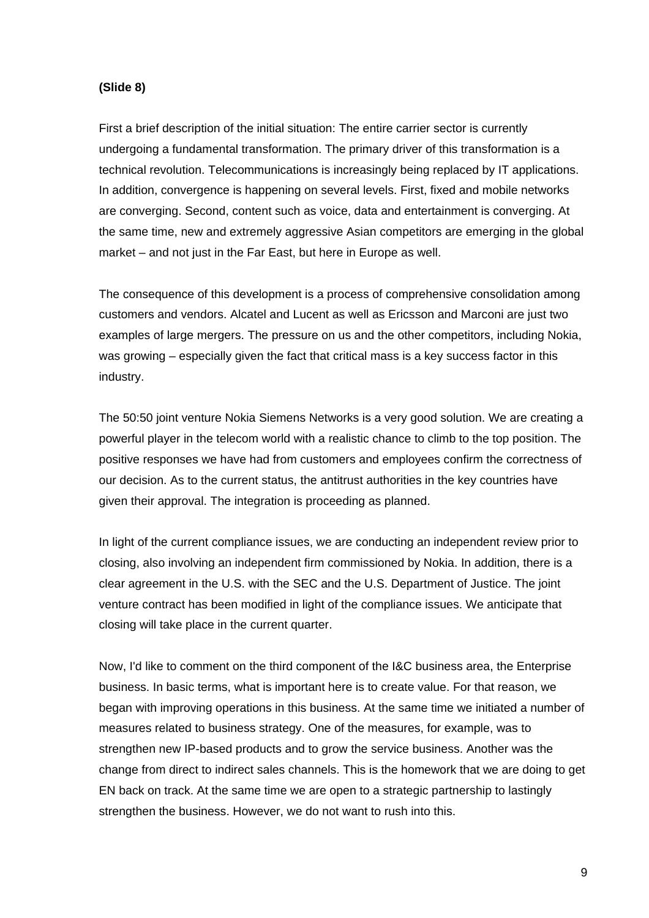**(Slide 8)**

First a brief description of the initial situation: The entire carrier sector is currently undergoing a fundamental transformation. The primary driver of this transformation is a technical revolution. Telecommunications is increasingly being replaced by IT applications. In addition, convergence is happening on several levels. First, fixed and mobile networks are converging. Second, content such as voice, data and entertainment is converging. At the same time, new and extremely aggressive Asian competitors are emerging in the global market – and not just in the Far East, but here in Europe as well.

The consequence of this development is a process of comprehensive consolidation among customers and vendors. Alcatel and Lucent as well as Ericsson and Marconi are just two examples of large mergers. The pressure on us and the other competitors, including Nokia, was growing – especially given the fact that critical mass is a key success factor in this industry.

The 50:50 joint venture Nokia Siemens Networks is a very good solution. We are creating a powerful player in the telecom world with a realistic chance to climb to the top position. The positive responses we have had from customers and employees confirm the correctness of our decision. As to the current status, the antitrust authorities in the key countries have given their approval. The integration is proceeding as planned.

In light of the current compliance issues, we are conducting an independent review prior to closing, also involving an independent firm commissioned by Nokia. In addition, there is a clear agreement in the U.S. with the SEC and the U.S. Department of Justice. The joint venture contract has been modified in light of the compliance issues. We anticipate that closing will take place in the current quarter.

Now, I'd like to comment on the third component of the I&C business area, the Enterprise business. In basic terms, what is important here is to create value. For that reason, we began with improving operations in this business. At the same time we initiated a number of measures related to business strategy. One of the measures, for example, was to strengthen new IP-based products and to grow the service business. Another was the change from direct to indirect sales channels. This is the homework that we are doing to get EN back on track. At the same time we are open to a strategic partnership to lastingly strengthen the business. However, we do not want to rush into this.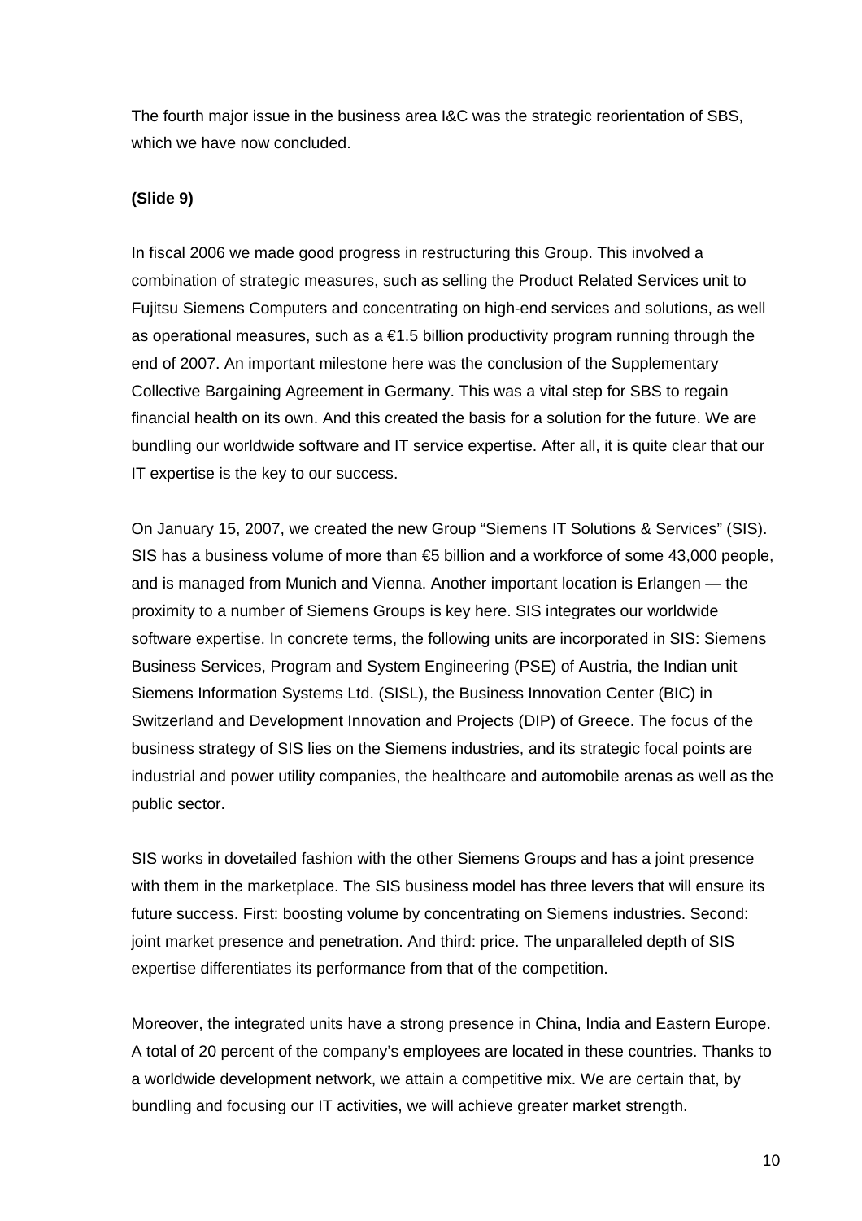The fourth major issue in the business area I&C was the strategic reorientation of SBS, which we have now concluded.

**(Slide 9)**

In fiscal 2006 we made good progress in restructuring this Group. This involved a combination of strategic measures, such as selling the Product Related Services unit to Fujitsu Siemens Computers and concentrating on high-end services and solutions, as well as operational measures, such as a €1.5 billion productivity program running through the end of 2007. An important milestone here was the conclusion of the Supplementary Collective Bargaining Agreement in Germany. This was a vital step for SBS to regain financial health on its own. And this created the basis for a solution for the future. We are bundling our worldwide software and IT service expertise. After all, it is quite clear that our IT expertise is the key to our success.

On January 15, 2007, we created the new Group "Siemens IT Solutions & Services" (SIS). SIS has a business volume of more than €5 billion and a workforce of some 43,000 people, and is managed from Munich and Vienna. Another important location is Erlangen — the proximity to a number of Siemens Groups is key here. SIS integrates our worldwide software expertise. In concrete terms, the following units are incorporated in SIS: Siemens Business Services, Program and System Engineering (PSE) of Austria, the Indian unit Siemens Information Systems Ltd. (SISL), the Business Innovation Center (BIC) in Switzerland and Development Innovation and Projects (DIP) of Greece. The focus of the business strategy of SIS lies on the Siemens industries, and its strategic focal points are industrial and power utility companies, the healthcare and automobile arenas as well as the public sector.

SIS works in dovetailed fashion with the other Siemens Groups and has a joint presence with them in the marketplace. The SIS business model has three levers that will ensure its future success. First: boosting volume by concentrating on Siemens industries. Second: joint market presence and penetration. And third: price. The unparalleled depth of SIS expertise differentiates its performance from that of the competition.

Moreover, the integrated units have a strong presence in China, India and Eastern Europe. A total of 20 percent of the company's employees are located in these countries. Thanks to a worldwide development network, we attain a competitive mix. We are certain that, by bundling and focusing our IT activities, we will achieve greater market strength.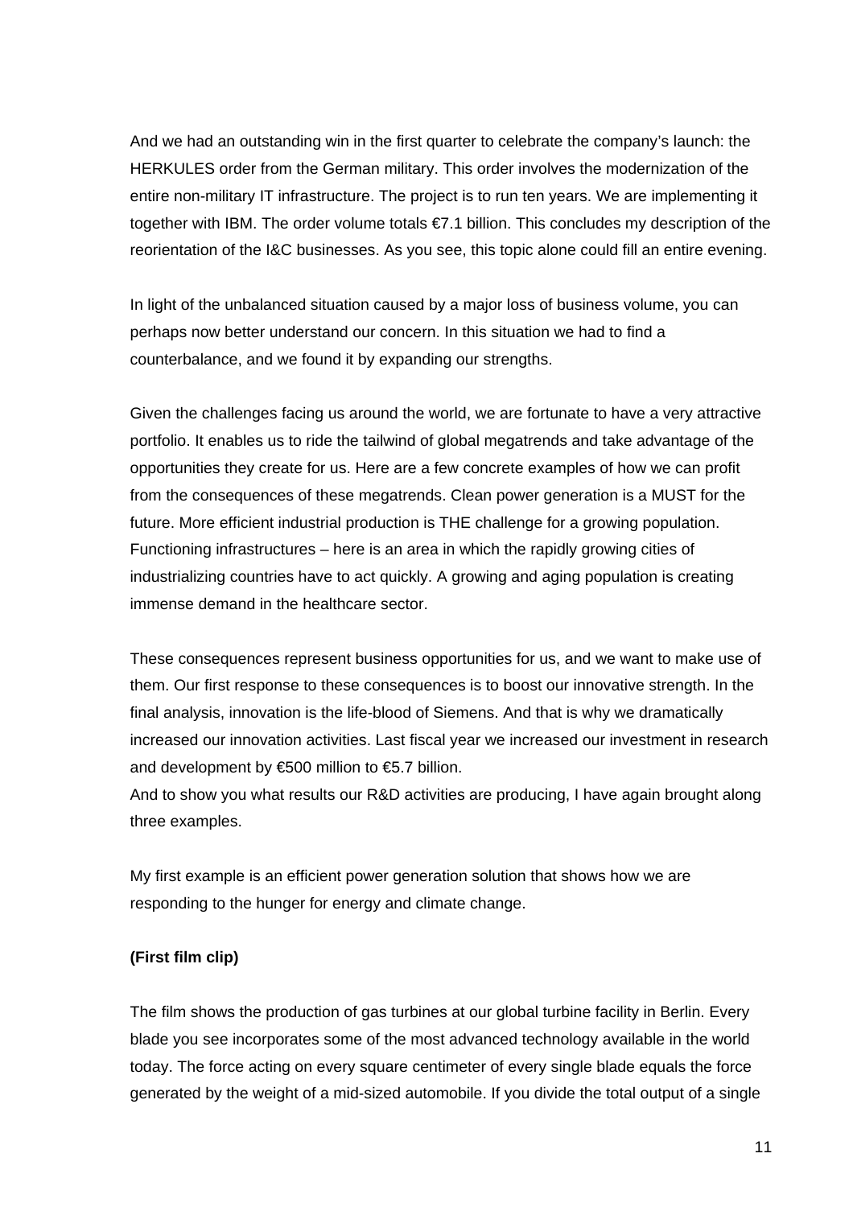And we had an outstanding win in the first quarter to celebrate the company's launch: the HERKULES order from the German military. This order involves the modernization of the entire non-military IT infrastructure. The project is to run ten years. We are implementing it together with IBM. The order volume totals €7.1 billion. This concludes my description of the reorientation of the I&C businesses. As you see, this topic alone could fill an entire evening.

In light of the unbalanced situation caused by a major loss of business volume, you can perhaps now better understand our concern. In this situation we had to find a counterbalance, and we found it by expanding our strengths.

Given the challenges facing us around the world, we are fortunate to have a very attractive portfolio. It enables us to ride the tailwind of global megatrends and take advantage of the opportunities they create for us. Here are a few concrete examples of how we can profit from the consequences of these megatrends. Clean power generation is a MUST for the future. More efficient industrial production is THE challenge for a growing population. Functioning infrastructures – here is an area in which the rapidly growing cities of industrializing countries have to act quickly. A growing and aging population is creating immense demand in the healthcare sector.

These consequences represent business opportunities for us, and we want to make use of them. Our first response to these consequences is to boost our innovative strength. In the final analysis, innovation is the life-blood of Siemens. And that is why we dramatically increased our innovation activities. Last fiscal year we increased our investment in research and development by €500 million to €5.7 billion.
And to show you what results our R&D activities are producing, I have again brought along three examples.

My first example is an efficient power generation solution that shows how we are responding to the hunger for energy and climate change.

**(First film clip)**

The film shows the production of gas turbines at our global turbine facility in Berlin. Every blade you see incorporates some of the most advanced technology available in the world today. The force acting on every square centimeter of every single blade equals the force generated by the weight of a mid-sized automobile. If you divide the total output of a single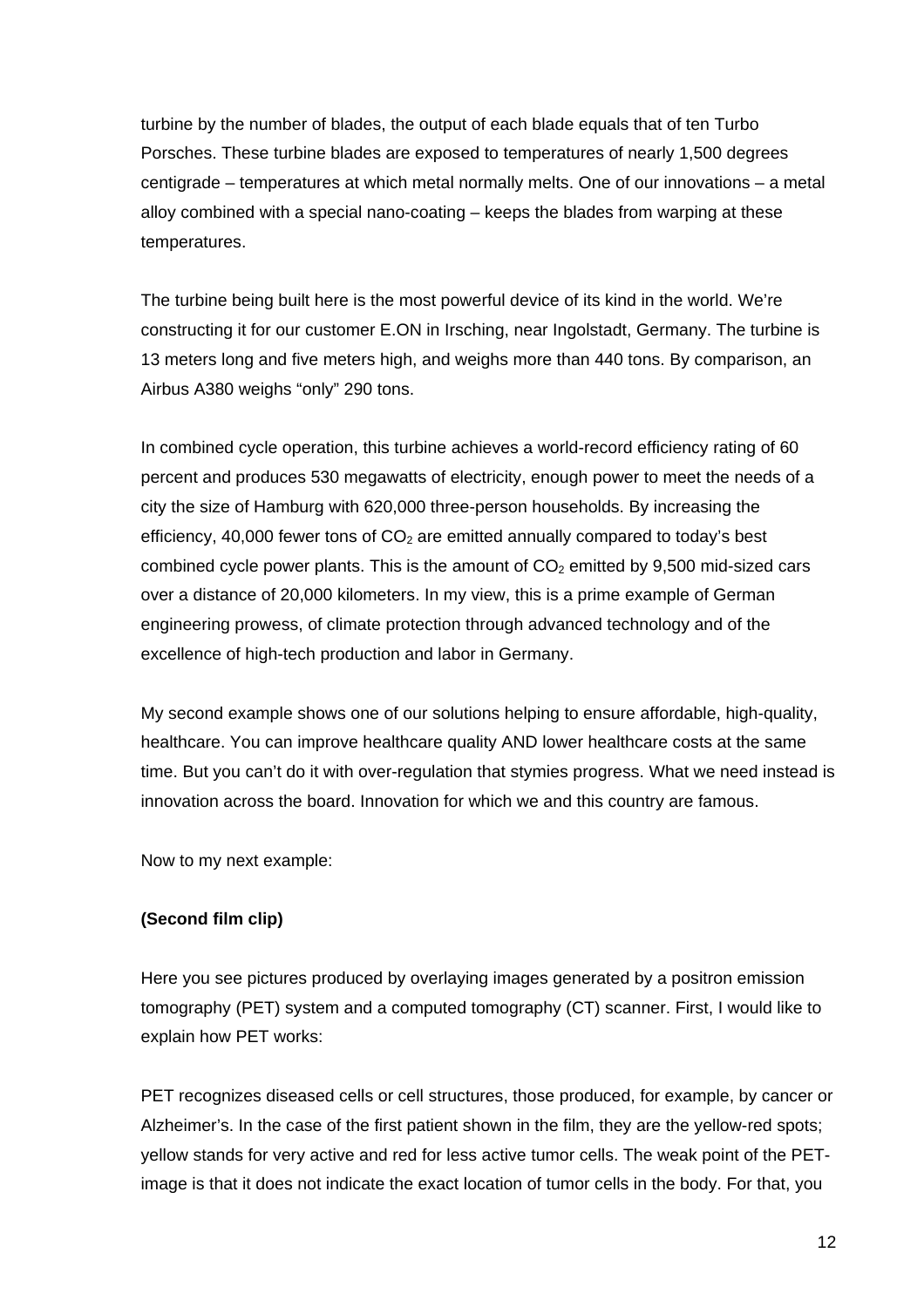turbine by the number of blades, the output of each blade equals that of ten Turbo Porsches. These turbine blades are exposed to temperatures of nearly 1,500 degrees centigrade – temperatures at which metal normally melts. One of our innovations – a metal alloy combined with a special nano-coating – keeps the blades from warping at these temperatures.

The turbine being built here is the most powerful device of its kind in the world. We're constructing it for our customer E.ON in Irsching, near Ingolstadt, Germany. The turbine is 13 meters long and five meters high, and weighs more than 440 tons. By comparison, an Airbus A380 weighs "only" 290 tons.

In combined cycle operation, this turbine achieves a world-record efficiency rating of 60 percent and produces 530 megawatts of electricity, enough power to meet the needs of a city the size of Hamburg with 620,000 three-person households. By increasing the efficiency, 40,000 fewer tons of $CO_2$ are emitted annually compared to today's best combined cycle power plants. This is the amount of $CO_2$ emitted by 9,500 mid-sized cars over a distance of 20,000 kilometers. In my view, this is a prime example of German engineering prowess, of climate protection through advanced technology and of the excellence of high-tech production and labor in Germany.

My second example shows one of our solutions helping to ensure affordable, high-quality, healthcare. You can improve healthcare quality AND lower healthcare costs at the same time. But you can't do it with over-regulation that stymies progress. What we need instead is innovation across the board. Innovation for which we and this country are famous.

Now to my next example:

**(Second film clip)**

Here you see pictures produced by overlaying images generated by a positron emission tomography (PET) system and a computed tomography (CT) scanner. First, I would like to explain how PET works:

PET recognizes diseased cells or cell structures, those produced, for example, by cancer or Alzheimer's. In the case of the first patient shown in the film, they are the yellow-red spots; yellow stands for very active and red for less active tumor cells. The weak point of the PET-image is that it does not indicate the exact location of tumor cells in the body. For that, you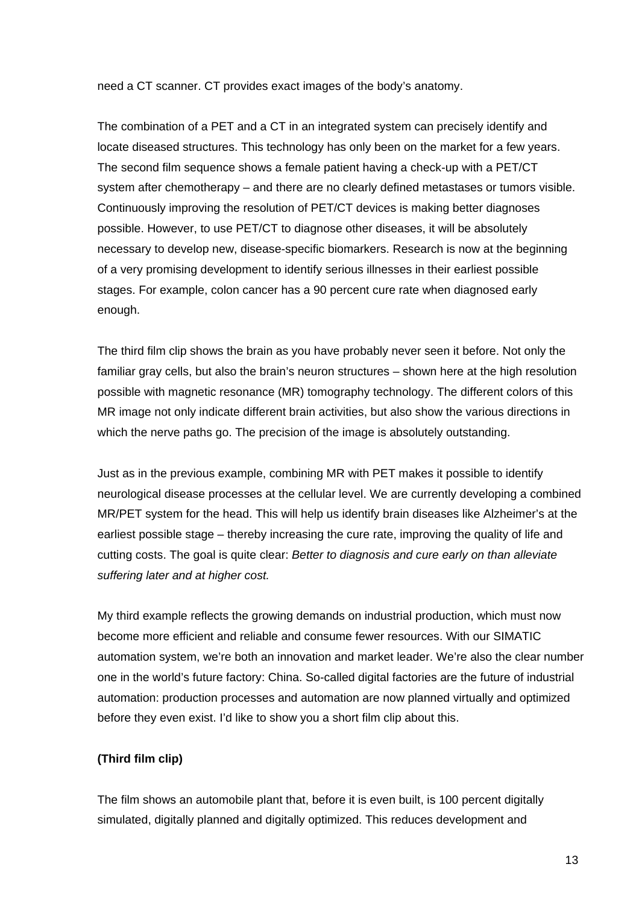need a CT scanner. CT provides exact images of the body's anatomy.

The combination of a PET and a CT in an integrated system can precisely identify and locate diseased structures. This technology has only been on the market for a few years. The second film sequence shows a female patient having a check-up with a PET/CT system after chemotherapy – and there are no clearly defined metastases or tumors visible. Continuously improving the resolution of PET/CT devices is making better diagnoses possible. However, to use PET/CT to diagnose other diseases, it will be absolutely necessary to develop new, disease-specific biomarkers. Research is now at the beginning of a very promising development to identify serious illnesses in their earliest possible stages. For example, colon cancer has a 90 percent cure rate when diagnosed early enough.

The third film clip shows the brain as you have probably never seen it before. Not only the familiar gray cells, but also the brain's neuron structures – shown here at the high resolution possible with magnetic resonance (MR) tomography technology. The different colors of this MR image not only indicate different brain activities, but also show the various directions in which the nerve paths go. The precision of the image is absolutely outstanding.

Just as in the previous example, combining MR with PET makes it possible to identify neurological disease processes at the cellular level. We are currently developing a combined MR/PET system for the head. This will help us identify brain diseases like Alzheimer's at the earliest possible stage – thereby increasing the cure rate, improving the quality of life and cutting costs. The goal is quite clear: *Better to diagnosis and cure early on than alleviate suffering later and at higher cost.*

My third example reflects the growing demands on industrial production, which must now become more efficient and reliable and consume fewer resources. With our SIMATIC automation system, we're both an innovation and market leader. We're also the clear number one in the world's future factory: China. So-called digital factories are the future of industrial automation: production processes and automation are now planned virtually and optimized before they even exist. I'd like to show you a short film clip about this.

**(Third film clip)**

The film shows an automobile plant that, before it is even built, is 100 percent digitally simulated, digitally planned and digitally optimized. This reduces development and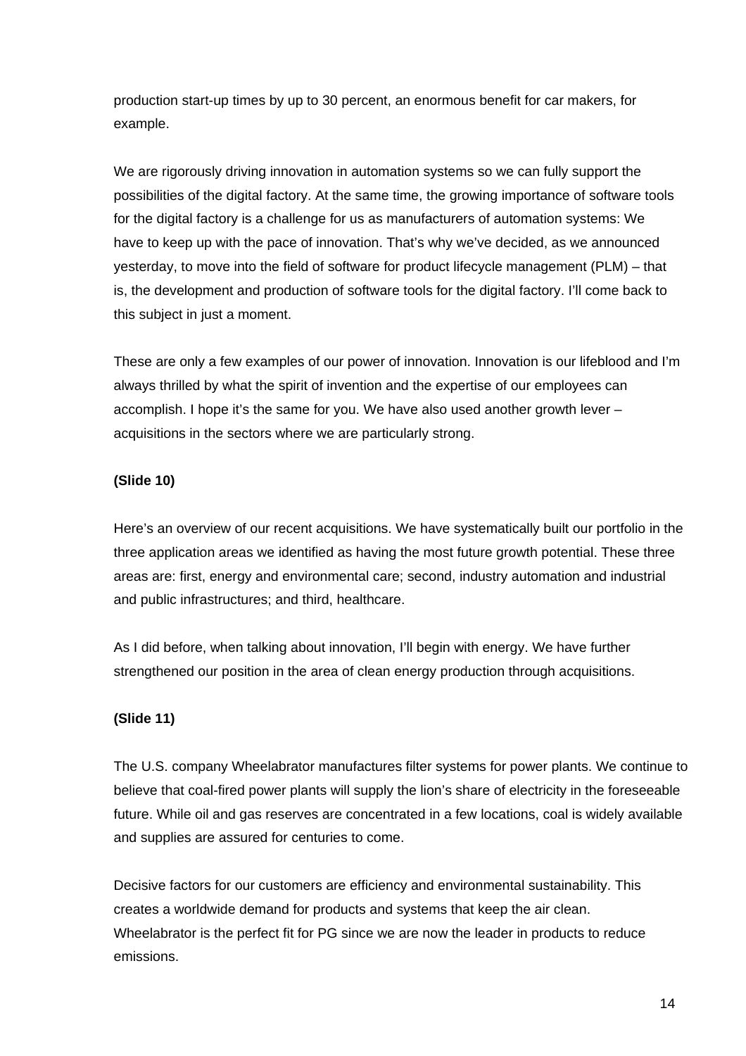production start-up times by up to 30 percent, an enormous benefit for car makers, for example.

We are rigorously driving innovation in automation systems so we can fully support the possibilities of the digital factory. At the same time, the growing importance of software tools for the digital factory is a challenge for us as manufacturers of automation systems: We have to keep up with the pace of innovation. That's why we've decided, as we announced yesterday, to move into the field of software for product lifecycle management (PLM) – that is, the development and production of software tools for the digital factory. I'll come back to this subject in just a moment.

These are only a few examples of our power of innovation. Innovation is our lifeblood and I'm always thrilled by what the spirit of invention and the expertise of our employees can accomplish. I hope it's the same for you. We have also used another growth lever – acquisitions in the sectors where we are particularly strong.

**(Slide 10)**

Here's an overview of our recent acquisitions. We have systematically built our portfolio in the three application areas we identified as having the most future growth potential. These three areas are: first, energy and environmental care; second, industry automation and industrial and public infrastructures; and third, healthcare.

As I did before, when talking about innovation, I'll begin with energy. We have further strengthened our position in the area of clean energy production through acquisitions.

**(Slide 11)**

The U.S. company Wheelabrator manufactures filter systems for power plants. We continue to believe that coal-fired power plants will supply the lion's share of electricity in the foreseeable future. While oil and gas reserves are concentrated in a few locations, coal is widely available and supplies are assured for centuries to come.

Decisive factors for our customers are efficiency and environmental sustainability. This creates a worldwide demand for products and systems that keep the air clean. Wheelabrator is the perfect fit for PG since we are now the leader in products to reduce emissions.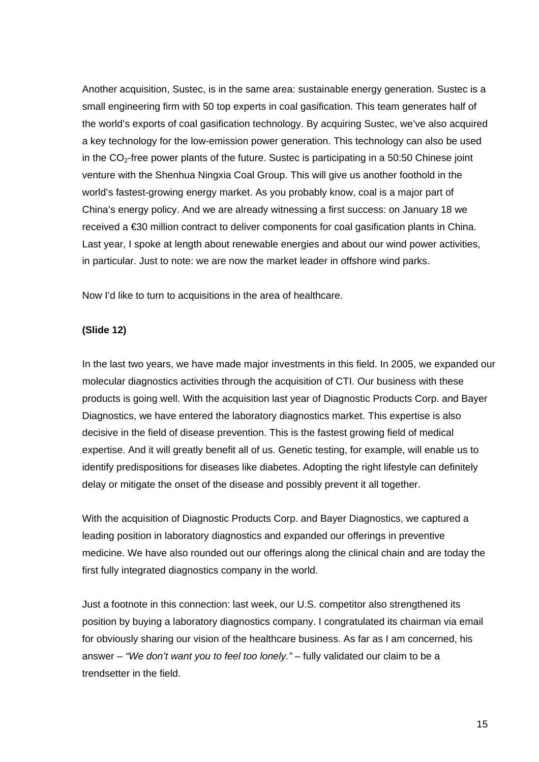Another acquisition, Sustec, is in the same area: sustainable energy generation. Sustec is a small engineering firm with 50 top experts in coal gasification. This team generates half of the world's exports of coal gasification technology. By acquiring Sustec, we've also acquired a key technology for the low-emission power generation. This technology can also be used in the $CO_2$-free power plants of the future. Sustec is participating in a 50:50 Chinese joint venture with the Shenhua Ningxia Coal Group. This will give us another foothold in the world's fastest-growing energy market. As you probably know, coal is a major part of China's energy policy. And we are already witnessing a first success: on January 18 we received a €30 million contract to deliver components for coal gasification plants in China. Last year, I spoke at length about renewable energies and about our wind power activities, in particular. Just to note: we are now the market leader in offshore wind parks.

Now I'd like to turn to acquisitions in the area of healthcare.

**(Slide 12)**

In the last two years, we have made major investments in this field. In 2005, we expanded our molecular diagnostics activities through the acquisition of CTI. Our business with these products is going well. With the acquisition last year of Diagnostic Products Corp. and Bayer Diagnostics, we have entered the laboratory diagnostics market. This expertise is also decisive in the field of disease prevention. This is the fastest growing field of medical expertise. And it will greatly benefit all of us. Genetic testing, for example, will enable us to identify predispositions for diseases like diabetes. Adopting the right lifestyle can definitely delay or mitigate the onset of the disease and possibly prevent it all together.

With the acquisition of Diagnostic Products Corp. and Bayer Diagnostics, we captured a leading position in laboratory diagnostics and expanded our offerings in preventive medicine. We have also rounded out our offerings along the clinical chain and are today the first fully integrated diagnostics company in the world.

Just a footnote in this connection: last week, our U.S. competitor also strengthened its position by buying a laboratory diagnostics company. I congratulated its chairman via email for obviously sharing our vision of the healthcare business. As far as I am concerned, his answer – *"We don't want you to feel too lonely."* – fully validated our claim to be a trendsetter in the field.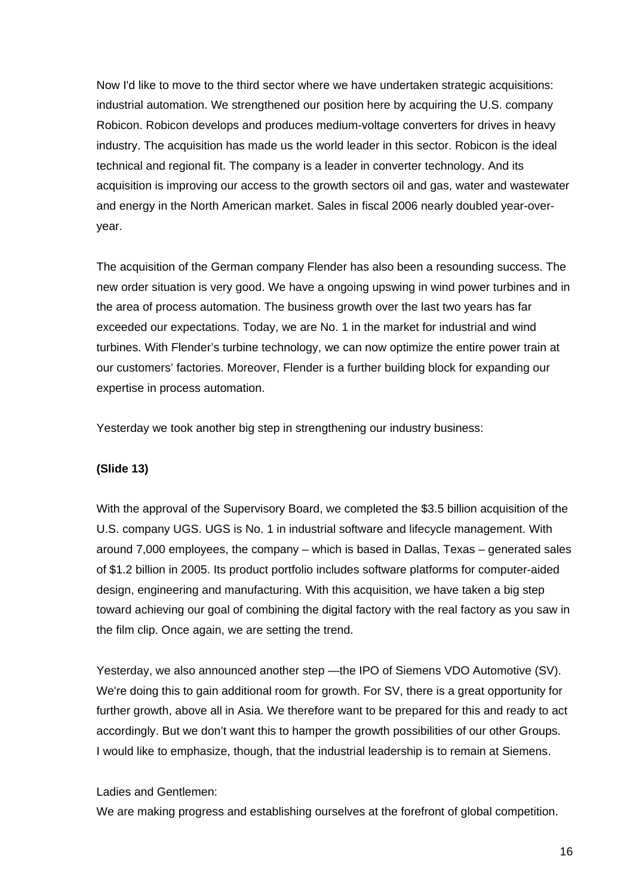Now I'd like to move to the third sector where we have undertaken strategic acquisitions: industrial automation. We strengthened our position here by acquiring the U.S. company Robicon. Robicon develops and produces medium-voltage converters for drives in heavy industry. The acquisition has made us the world leader in this sector. Robicon is the ideal technical and regional fit. The company is a leader in converter technology. And its acquisition is improving our access to the growth sectors oil and gas, water and wastewater and energy in the North American market. Sales in fiscal 2006 nearly doubled year-over-year.

The acquisition of the German company Flender has also been a resounding success. The new order situation is very good. We have a ongoing upswing in wind power turbines and in the area of process automation. The business growth over the last two years has far exceeded our expectations. Today, we are No. 1 in the market for industrial and wind turbines. With Flender's turbine technology, we can now optimize the entire power train at our customers' factories. Moreover, Flender is a further building block for expanding our expertise in process automation.

Yesterday we took another big step in strengthening our industry business:

**(Slide 13)**

With the approval of the Supervisory Board, we completed the $3.5 billion acquisition of the U.S. company UGS. UGS is No. 1 in industrial software and lifecycle management. With around 7,000 employees, the company – which is based in Dallas, Texas – generated sales of $1.2 billion in 2005. Its product portfolio includes software platforms for computer-aided design, engineering and manufacturing. With this acquisition, we have taken a big step toward achieving our goal of combining the digital factory with the real factory as you saw in the film clip. Once again, we are setting the trend.

Yesterday, we also announced another step —the IPO of Siemens VDO Automotive (SV). We're doing this to gain additional room for growth. For SV, there is a great opportunity for further growth, above all in Asia. We therefore want to be prepared for this and ready to act accordingly. But we don't want this to hamper the growth possibilities of our other Groups. I would like to emphasize, though, that the industrial leadership is to remain at Siemens.

Ladies and Gentlemen:
We are making progress and establishing ourselves at the forefront of global competition.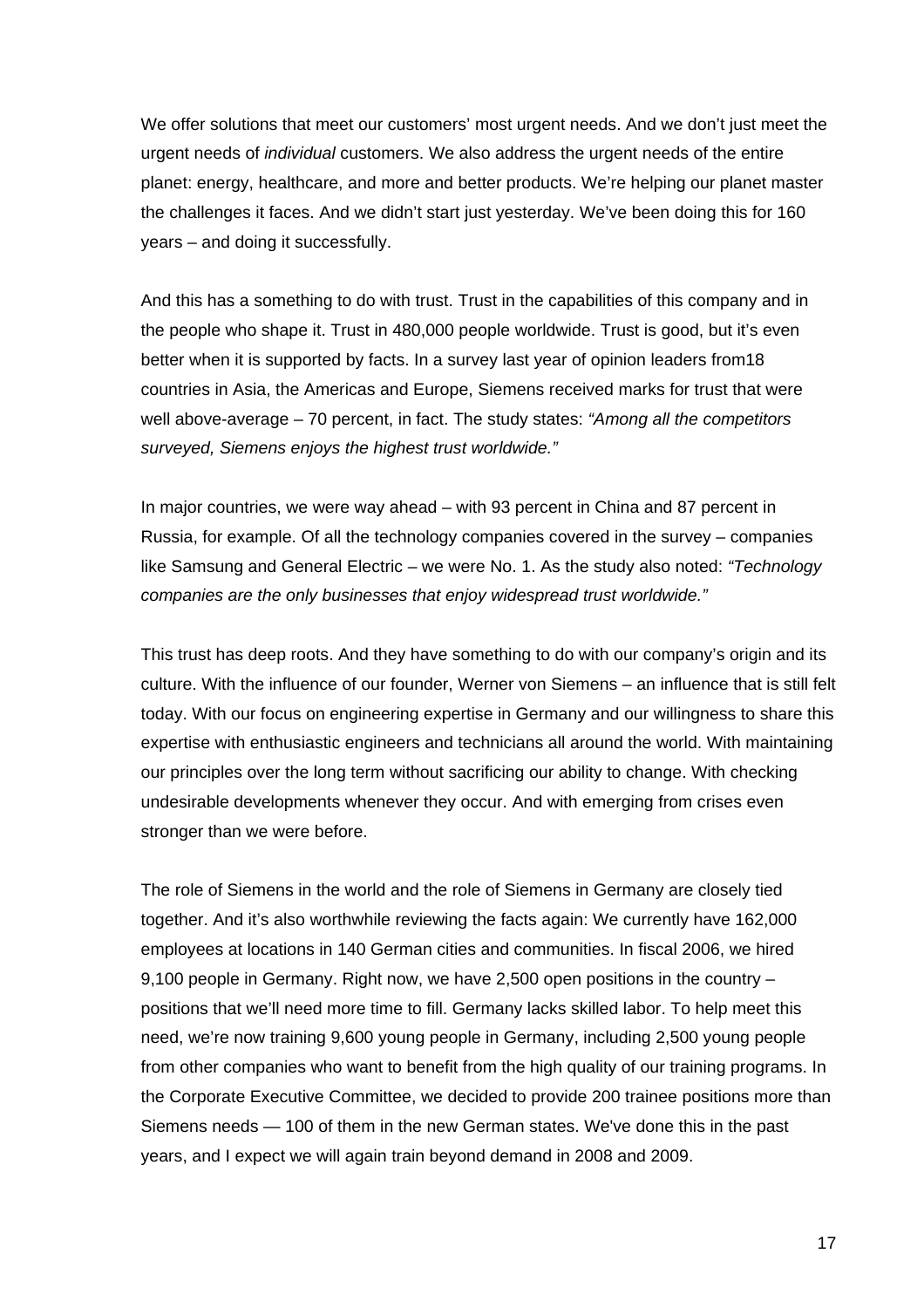We offer solutions that meet our customers' most urgent needs. And we don't just meet the urgent needs of *individual* customers. We also address the urgent needs of the entire planet: energy, healthcare, and more and better products. We're helping our planet master the challenges it faces. And we didn't start just yesterday. We've been doing this for 160 years – and doing it successfully.

And this has a something to do with trust. Trust in the capabilities of this company and in the people who shape it. Trust in 480,000 people worldwide. Trust is good, but it's even better when it is supported by facts. In a survey last year of opinion leaders from18 countries in Asia, the Americas and Europe, Siemens received marks for trust that were well above-average – 70 percent, in fact. The study states: *"Among all the competitors surveyed, Siemens enjoys the highest trust worldwide."*

In major countries, we were way ahead – with 93 percent in China and 87 percent in Russia, for example. Of all the technology companies covered in the survey – companies like Samsung and General Electric – we were No. 1. As the study also noted: *"Technology companies are the only businesses that enjoy widespread trust worldwide."*

This trust has deep roots. And they have something to do with our company's origin and its culture. With the influence of our founder, Werner von Siemens – an influence that is still felt today. With our focus on engineering expertise in Germany and our willingness to share this expertise with enthusiastic engineers and technicians all around the world. With maintaining our principles over the long term without sacrificing our ability to change. With checking undesirable developments whenever they occur. And with emerging from crises even stronger than we were before.

The role of Siemens in the world and the role of Siemens in Germany are closely tied together. And it's also worthwhile reviewing the facts again: We currently have 162,000 employees at locations in 140 German cities and communities. In fiscal 2006, we hired 9,100 people in Germany. Right now, we have 2,500 open positions in the country – positions that we'll need more time to fill. Germany lacks skilled labor. To help meet this need, we're now training 9,600 young people in Germany, including 2,500 young people from other companies who want to benefit from the high quality of our training programs. In the Corporate Executive Committee, we decided to provide 200 trainee positions more than Siemens needs — 100 of them in the new German states. We've done this in the past years, and I expect we will again train beyond demand in 2008 and 2009.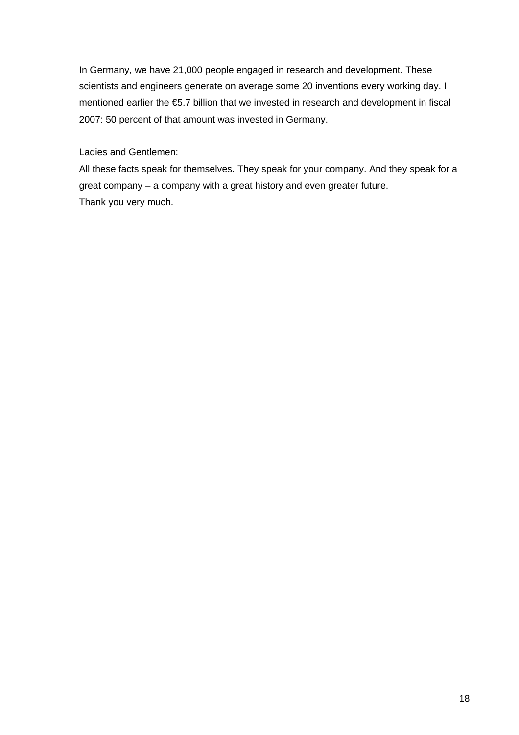In Germany, we have 21,000 people engaged in research and development. These scientists and engineers generate on average some 20 inventions every working day. I mentioned earlier the €5.7 billion that we invested in research and development in fiscal 2007: 50 percent of that amount was invested in Germany.

Ladies and Gentlemen:
All these facts speak for themselves. They speak for your company. And they speak for a great company – a company with a great history and even greater future.
Thank you very much.